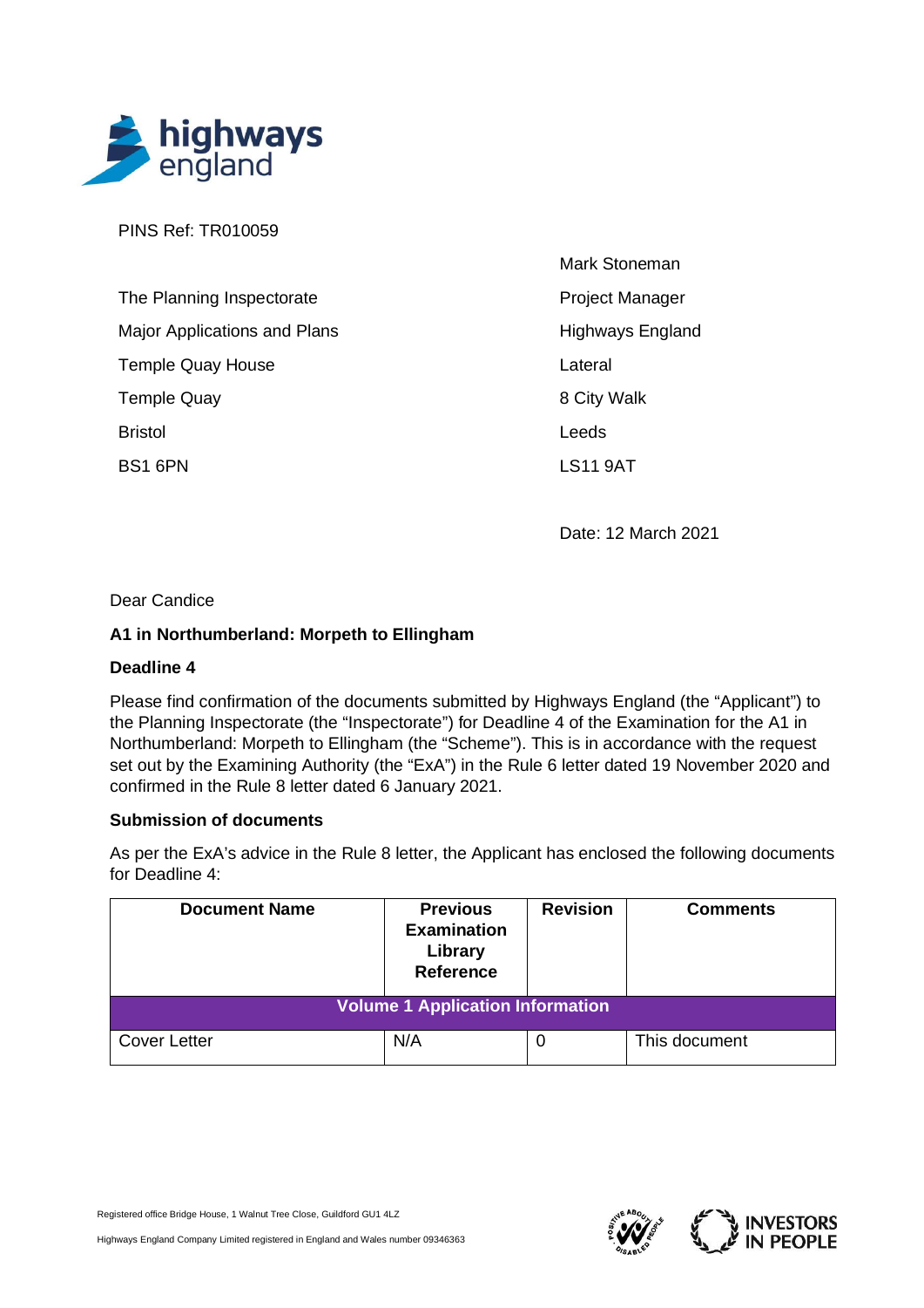PINS Ref: TR010059

The Planning Inspectorate
Major Applications and Plans
Temple Quay House
Temple Quay
Bristol
BS1 6PN

Mark Stoneman
Project Manager
Highways England
Lateral
8 City Walk
Leeds
LS11 9AT

Date: 12 March 2021

Dear Candice

**A1 in Northumberland: Morpeth to Ellingham**

**Deadline 4**

Please find confirmation of the documents submitted by Highways England (the "Applicant") to the Planning Inspectorate (the "Inspectorate") for Deadline 4 of the Examination for the A1 in Northumberland: Morpeth to Ellingham (the "Scheme"). This is in accordance with the request set out by the Examining Authority (the "ExA") in the Rule 6 letter dated 19 November 2020 and confirmed in the Rule 8 letter dated 6 January 2021.

**Submission of documents**

As per the ExA's advice in the Rule 8 letter, the Applicant has enclosed the following documents for Deadline 4:

| Document Name | Previous Examination Library Reference | Revision | Comments |
|---|---|---|---|
| **Volume 1 Application Information** | | | |
| Cover Letter | N/A | 0 | This document |

Registered office Bridge House, 1 Walnut Tree Close, Guildford GU1 4LZ

Highways England Company Limited registered in England and Wales number 09346363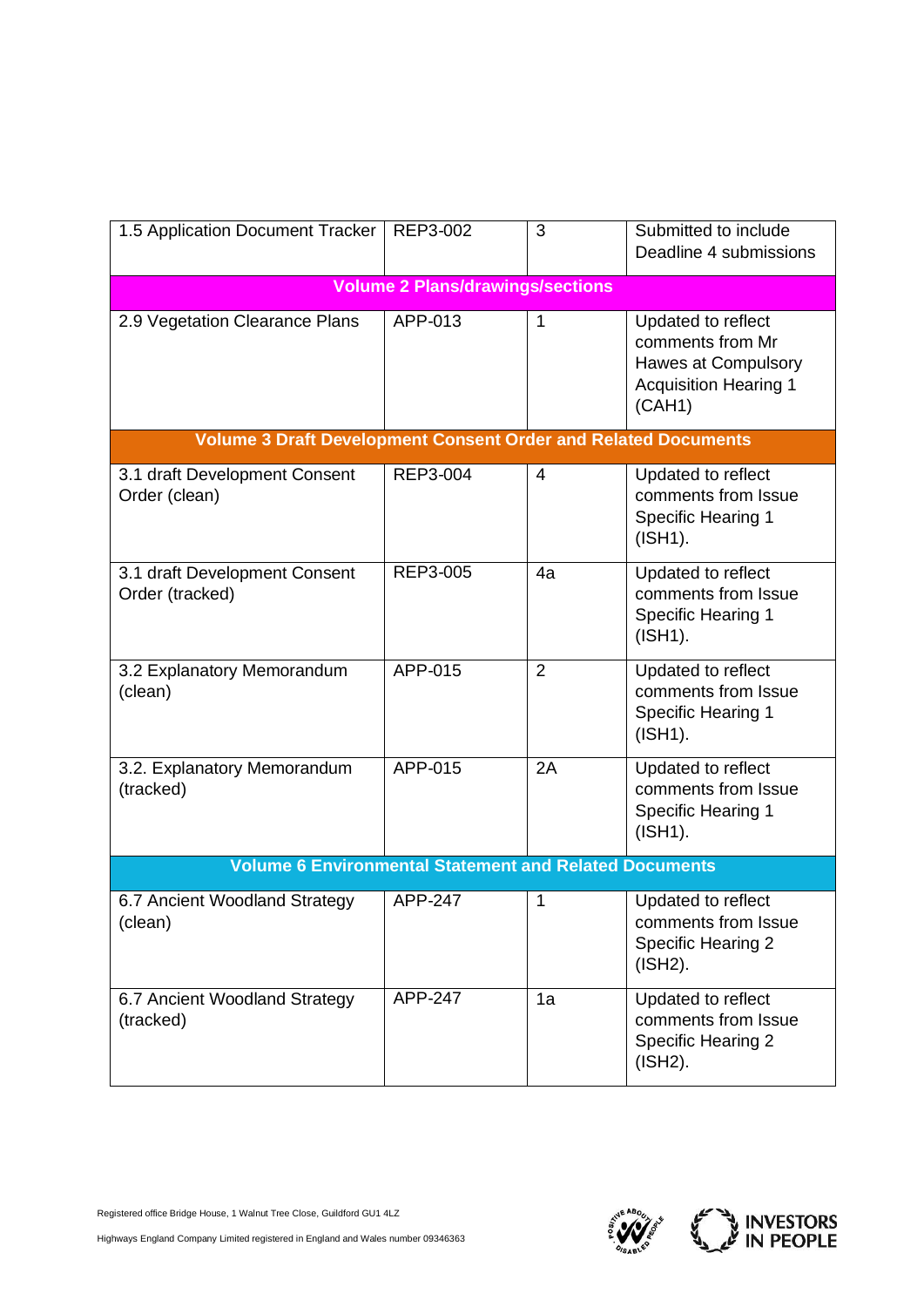| | | | |
|---|---|---|---|
| 1.5 Application Document Tracker | REP3-002 | 3 | Submitted to include Deadline 4 submissions |
| **Volume 2 Plans/drawings/sections** | | | |
| 2.9 Vegetation Clearance Plans | APP-013 | 1 | Updated to reflect comments from Mr Hawes at Compulsory Acquisition Hearing 1 (CAH1) |
| **Volume 3 Draft Development Consent Order and Related Documents** | | | |
| 3.1 draft Development Consent Order (clean) | REP3-004 | 4 | Updated to reflect comments from Issue Specific Hearing 1 (ISH1). |
| 3.1 draft Development Consent Order (tracked) | REP3-005 | 4a | Updated to reflect comments from Issue Specific Hearing 1 (ISH1). |
| 3.2 Explanatory Memorandum (clean) | APP-015 | 2 | Updated to reflect comments from Issue Specific Hearing 1 (ISH1). |
| 3.2. Explanatory Memorandum (tracked) | APP-015 | 2A | Updated to reflect comments from Issue Specific Hearing 1 (ISH1). |
| **Volume 6 Environmental Statement and Related Documents** | | | |
| 6.7 Ancient Woodland Strategy (clean) | APP-247 | 1 | Updated to reflect comments from Issue Specific Hearing 2 (ISH2). |
| 6.7 Ancient Woodland Strategy (tracked) | APP-247 | 1a | Updated to reflect comments from Issue Specific Hearing 2 (ISH2). |

Registered office Bridge House, 1 Walnut Tree Close, Guildford GU1 4LZ

Highways England Company Limited registered in England and Wales number 09346363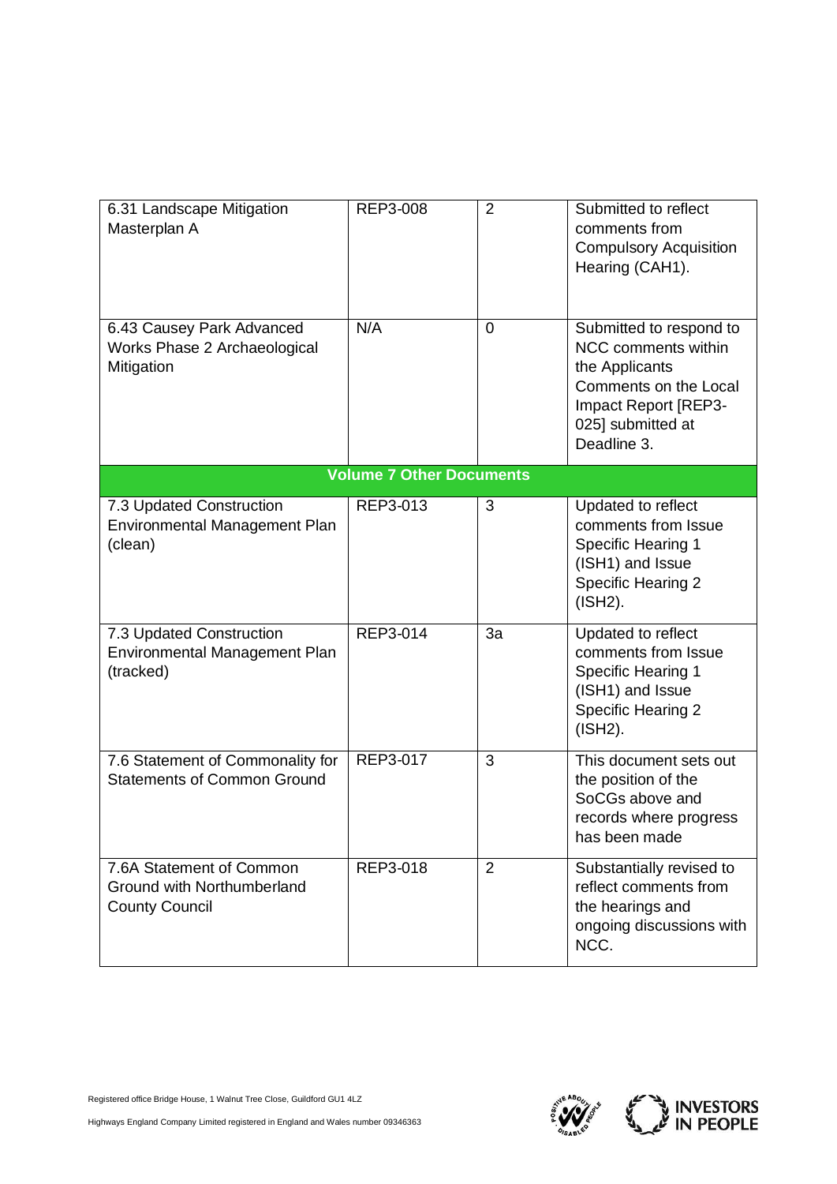| | | | |
|---|---|---|---|
| 6.31 Landscape Mitigation Masterplan A | REP3-008 | 2 | Submitted to reflect comments from Compulsory Acquisition Hearing (CAH1). |
| 6.43 Causey Park Advanced Works Phase 2 Archaeological Mitigation | N/A | 0 | Submitted to respond to NCC comments within the Applicants Comments on the Local Impact Report [REP3-025] submitted at Deadline 3. |
| **Volume 7 Other Documents** | | | |
| 7.3 Updated Construction Environmental Management Plan (clean) | REP3-013 | 3 | Updated to reflect comments from Issue Specific Hearing 1 (ISH1) and Issue Specific Hearing 2 (ISH2). |
| 7.3 Updated Construction Environmental Management Plan (tracked) | REP3-014 | 3a | Updated to reflect comments from Issue Specific Hearing 1 (ISH1) and Issue Specific Hearing 2 (ISH2). |
| 7.6 Statement of Commonality for Statements of Common Ground | REP3-017 | 3 | This document sets out the position of the SoCGs above and records where progress has been made |
| 7.6A Statement of Common Ground with Northumberland County Council | REP3-018 | 2 | Substantially revised to reflect comments from the hearings and ongoing discussions with NCC. |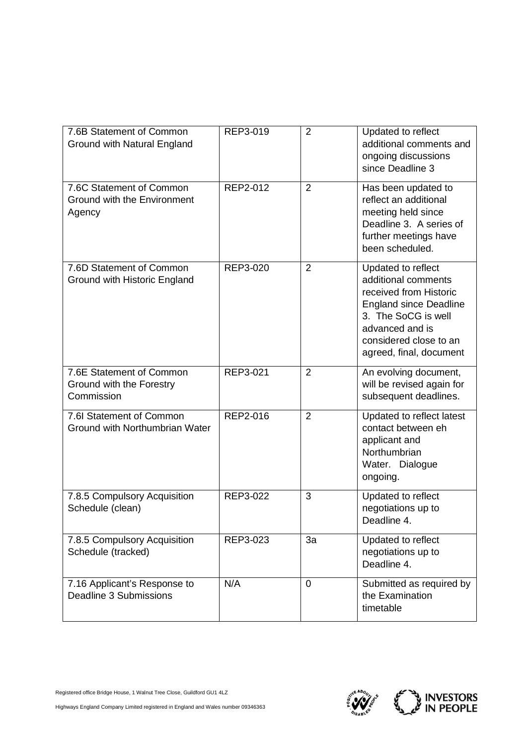| 7.6B Statement of Common Ground with Natural England | REP3-019 | 2 | Updated to reflect additional comments and ongoing discussions since Deadline 3 |
|---|---|---|---|
| 7.6C Statement of Common Ground with the Environment Agency | REP2-012 | 2 | Has been updated to reflect an additional meeting held since Deadline 3. A series of further meetings have been scheduled. |
| 7.6D Statement of Common Ground with Historic England | REP3-020 | 2 | Updated to reflect additional comments received from Historic England since Deadline 3. The SoCG is well advanced and is considered close to an agreed, final, document |
| 7.6E Statement of Common Ground with the Forestry Commission | REP3-021 | 2 | An evolving document, will be revised again for subsequent deadlines. |
| 7.6I Statement of Common Ground with Northumbrian Water | REP2-016 | 2 | Updated to reflect latest contact between eh applicant and Northumbrian Water. Dialogue ongoing. |
| 7.8.5 Compulsory Acquisition Schedule (clean) | REP3-022 | 3 | Updated to reflect negotiations up to Deadline 4. |
| 7.8.5 Compulsory Acquisition Schedule (tracked) | REP3-023 | 3a | Updated to reflect negotiations up to Deadline 4. |
| 7.16 Applicant's Response to Deadline 3 Submissions | N/A | 0 | Submitted as required by the Examination timetable |

Registered office Bridge House, 1 Walnut Tree Close, Guildford GU1 4LZ

Highways England Company Limited registered in England and Wales number 09346363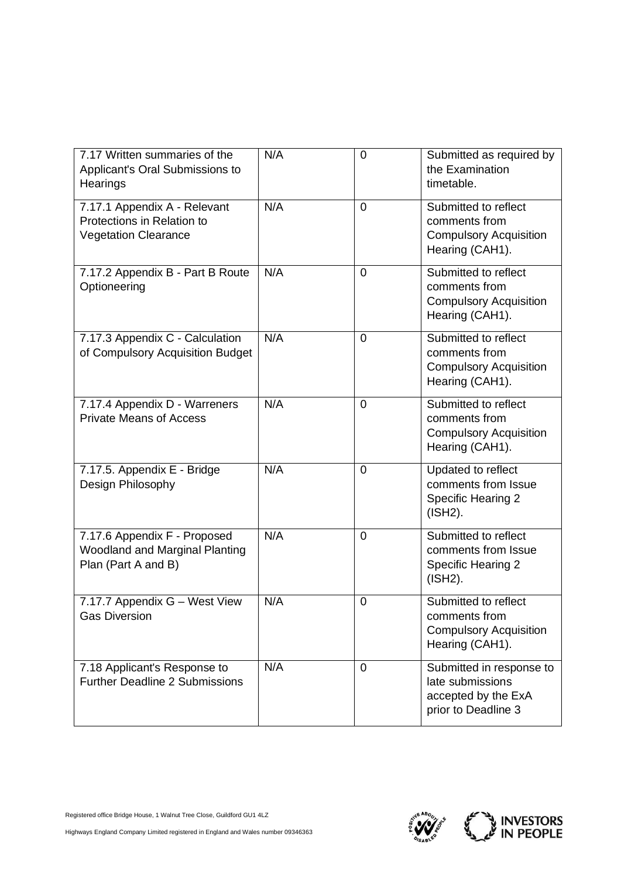| | | | |
|---|---|---|---|
| 7.17 Written summaries of the Applicant's Oral Submissions to Hearings | N/A | 0 | Submitted as required by the Examination timetable. |
| 7.17.1 Appendix A - Relevant Protections in Relation to Vegetation Clearance | N/A | 0 | Submitted to reflect comments from Compulsory Acquisition Hearing (CAH1). |
| 7.17.2 Appendix B - Part B Route Optioneering | N/A | 0 | Submitted to reflect comments from Compulsory Acquisition Hearing (CAH1). |
| 7.17.3 Appendix C - Calculation of Compulsory Acquisition Budget | N/A | 0 | Submitted to reflect comments from Compulsory Acquisition Hearing (CAH1). |
| 7.17.4 Appendix D - Warreners Private Means of Access | N/A | 0 | Submitted to reflect comments from Compulsory Acquisition Hearing (CAH1). |
| 7.17.5. Appendix E - Bridge Design Philosophy | N/A | 0 | Updated to reflect comments from Issue Specific Hearing 2 (ISH2). |
| 7.17.6 Appendix F - Proposed Woodland and Marginal Planting Plan (Part A and B) | N/A | 0 | Submitted to reflect comments from Issue Specific Hearing 2 (ISH2). |
| 7.17.7 Appendix G – West View Gas Diversion | N/A | 0 | Submitted to reflect comments from Compulsory Acquisition Hearing (CAH1). |
| 7.18 Applicant's Response to Further Deadline 2 Submissions | N/A | 0 | Submitted in response to late submissions accepted by the ExA prior to Deadline 3 |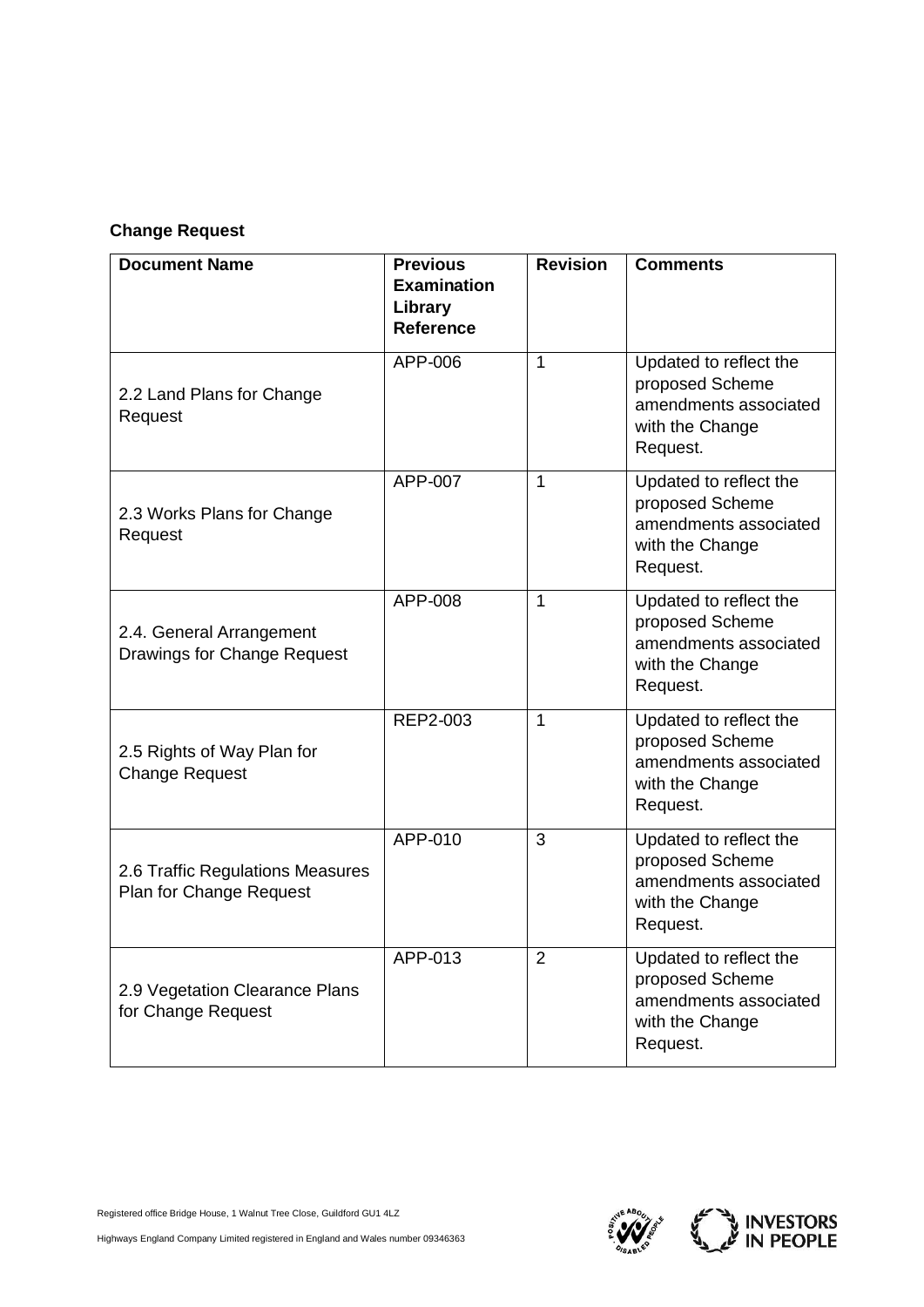**Change Request**

| Document Name | Previous Examination Library Reference | Revision | Comments |
|---|---|---|---|
| 2.2 Land Plans for Change Request | APP-006 | 1 | Updated to reflect the proposed Scheme amendments associated with the Change Request. |
| 2.3 Works Plans for Change Request | APP-007 | 1 | Updated to reflect the proposed Scheme amendments associated with the Change Request. |
| 2.4. General Arrangement Drawings for Change Request | APP-008 | 1 | Updated to reflect the proposed Scheme amendments associated with the Change Request. |
| 2.5 Rights of Way Plan for Change Request | REP2-003 | 1 | Updated to reflect the proposed Scheme amendments associated with the Change Request. |
| 2.6 Traffic Regulations Measures Plan for Change Request | APP-010 | 3 | Updated to reflect the proposed Scheme amendments associated with the Change Request. |
| 2.9 Vegetation Clearance Plans for Change Request | APP-013 | 2 | Updated to reflect the proposed Scheme amendments associated with the Change Request. |

Registered office Bridge House, 1 Walnut Tree Close, Guildford GU1 4LZ

Highways England Company Limited registered in England and Wales number 09346363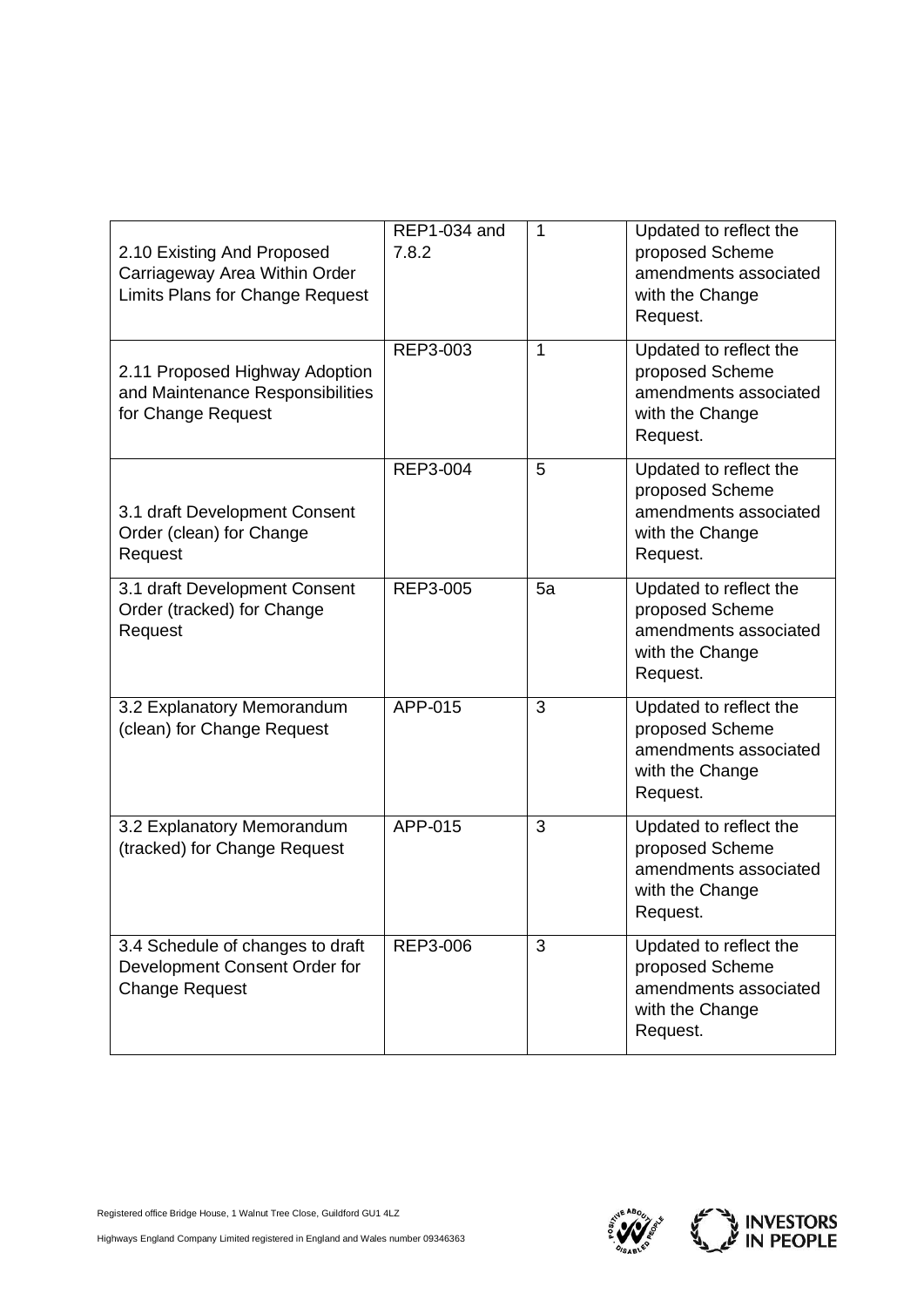| 2.10 Existing And Proposed Carriageway Area Within Order Limits Plans for Change Request | REP1-034 and 7.8.2 | 1 | Updated to reflect the proposed Scheme amendments associated with the Change Request. |
|---|---|---|---|
| 2.11 Proposed Highway Adoption and Maintenance Responsibilities for Change Request | REP3-003 | 1 | Updated to reflect the proposed Scheme amendments associated with the Change Request. |
| 3.1 draft Development Consent Order (clean) for Change Request | REP3-004 | 5 | Updated to reflect the proposed Scheme amendments associated with the Change Request. |
| 3.1 draft Development Consent Order (tracked) for Change Request | REP3-005 | 5a | Updated to reflect the proposed Scheme amendments associated with the Change Request. |
| 3.2 Explanatory Memorandum (clean) for Change Request | APP-015 | 3 | Updated to reflect the proposed Scheme amendments associated with the Change Request. |
| 3.2 Explanatory Memorandum (tracked) for Change Request | APP-015 | 3 | Updated to reflect the proposed Scheme amendments associated with the Change Request. |
| 3.4 Schedule of changes to draft Development Consent Order for Change Request | REP3-006 | 3 | Updated to reflect the proposed Scheme amendments associated with the Change Request. |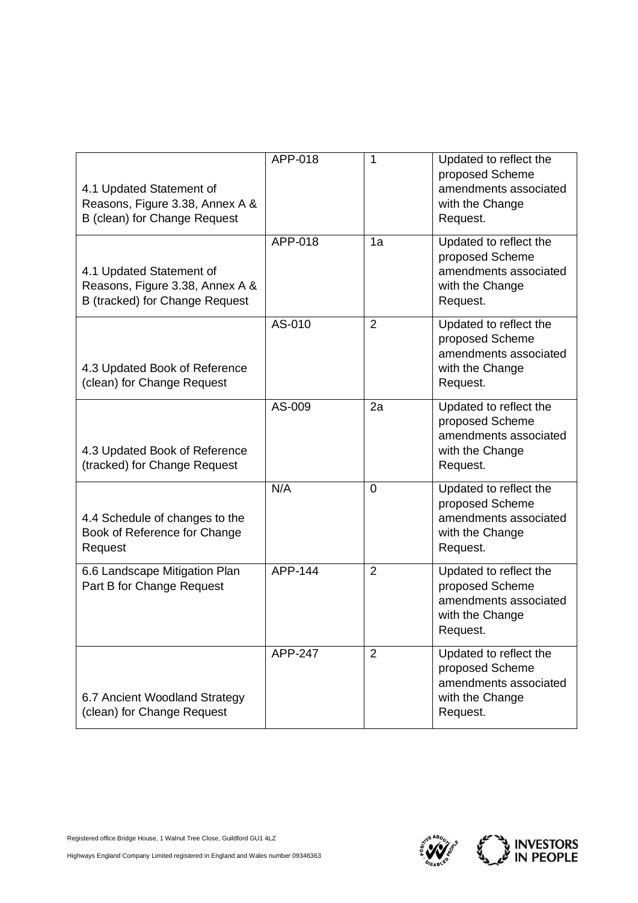| | | | |
|---|---|---|---|
| 4.1 Updated Statement of Reasons, Figure 3.38, Annex A & B (clean) for Change Request | APP-018 | 1 | Updated to reflect the proposed Scheme amendments associated with the Change Request. |
| 4.1 Updated Statement of Reasons, Figure 3.38, Annex A & B (tracked) for Change Request | APP-018 | 1a | Updated to reflect the proposed Scheme amendments associated with the Change Request. |
| 4.3 Updated Book of Reference (clean) for Change Request | AS-010 | 2 | Updated to reflect the proposed Scheme amendments associated with the Change Request. |
| 4.3 Updated Book of Reference (tracked) for Change Request | AS-009 | 2a | Updated to reflect the proposed Scheme amendments associated with the Change Request. |
| 4.4 Schedule of changes to the Book of Reference for Change Request | N/A | 0 | Updated to reflect the proposed Scheme amendments associated with the Change Request. |
| 6.6 Landscape Mitigation Plan Part B for Change Request | APP-144 | 2 | Updated to reflect the proposed Scheme amendments associated with the Change Request. |
| 6.7 Ancient Woodland Strategy (clean) for Change Request | APP-247 | 2 | Updated to reflect the proposed Scheme amendments associated with the Change Request. |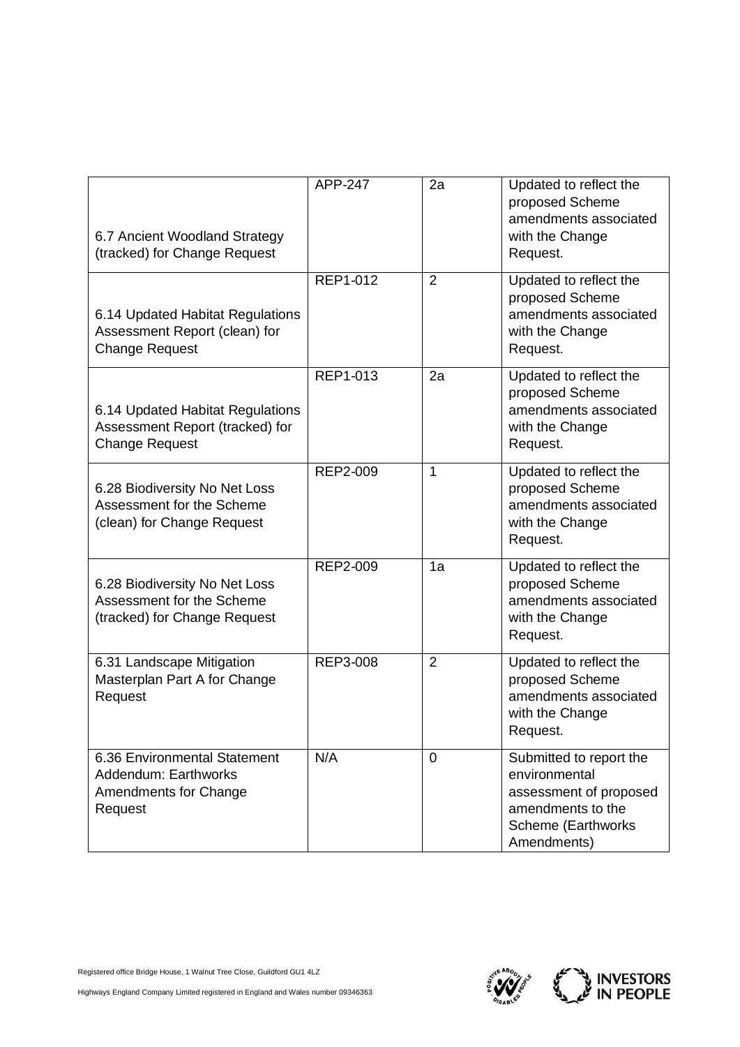| 6.7 Ancient Woodland Strategy (tracked) for Change Request | APP-247 | 2a | Updated to reflect the proposed Scheme amendments associated with the Change Request. |
|---|---|---|---|
| 6.14 Updated Habitat Regulations Assessment Report (clean) for Change Request | REP1-012 | 2 | Updated to reflect the proposed Scheme amendments associated with the Change Request. |
| 6.14 Updated Habitat Regulations Assessment Report (tracked) for Change Request | REP1-013 | 2a | Updated to reflect the proposed Scheme amendments associated with the Change Request. |
| 6.28 Biodiversity No Net Loss Assessment for the Scheme (clean) for Change Request | REP2-009 | 1 | Updated to reflect the proposed Scheme amendments associated with the Change Request. |
| 6.28 Biodiversity No Net Loss Assessment for the Scheme (tracked) for Change Request | REP2-009 | 1a | Updated to reflect the proposed Scheme amendments associated with the Change Request. |
| 6.31 Landscape Mitigation Masterplan Part A for Change Request | REP3-008 | 2 | Updated to reflect the proposed Scheme amendments associated with the Change Request. |
| 6.36 Environmental Statement Addendum: Earthworks Amendments for Change Request | N/A | 0 | Submitted to report the environmental assessment of proposed amendments to the Scheme (Earthworks Amendments) |

Registered office Bridge House, 1 Walnut Tree Close, Guildford GU1 4LZ

Highways England Company Limited registered in England and Wales number 09346363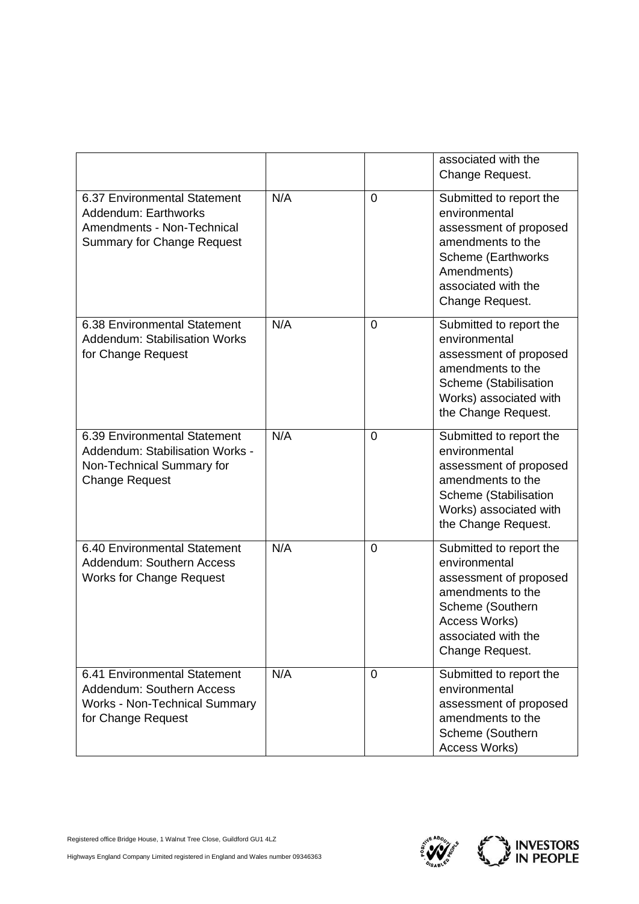| | | | |
|---|---|---|---|
| | | | associated with the Change Request. |
| 6.37 Environmental Statement Addendum: Earthworks Amendments - Non-Technical Summary for Change Request | N/A | 0 | Submitted to report the environmental assessment of proposed amendments to the Scheme (Earthworks Amendments) associated with the Change Request. |
| 6.38 Environmental Statement Addendum: Stabilisation Works for Change Request | N/A | 0 | Submitted to report the environmental assessment of proposed amendments to the Scheme (Stabilisation Works) associated with the Change Request. |
| 6.39 Environmental Statement Addendum: Stabilisation Works - Non-Technical Summary for Change Request | N/A | 0 | Submitted to report the environmental assessment of proposed amendments to the Scheme (Stabilisation Works) associated with the Change Request. |
| 6.40 Environmental Statement Addendum: Southern Access Works for Change Request | N/A | 0 | Submitted to report the environmental assessment of proposed amendments to the Scheme (Southern Access Works) associated with the Change Request. |
| 6.41 Environmental Statement Addendum: Southern Access Works - Non-Technical Summary for Change Request | N/A | 0 | Submitted to report the environmental assessment of proposed amendments to the Scheme (Southern Access Works) |

Registered office Bridge House, 1 Walnut Tree Close, Guildford GU1 4LZ

Highways England Company Limited registered in England and Wales number 09346363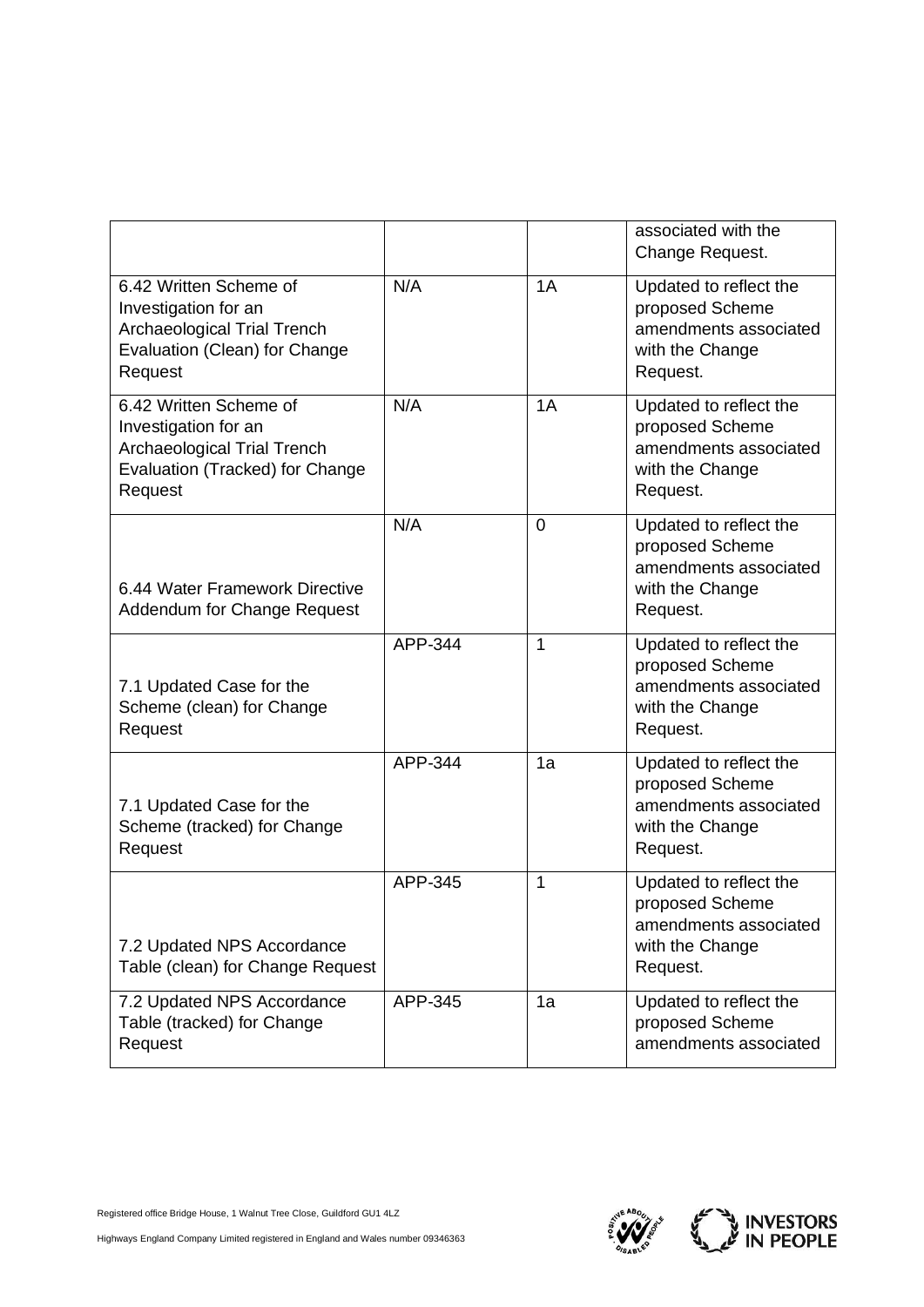| | | | associated with the Change Request. |
|---|---|---|---|
| 6.42 Written Scheme of Investigation for an Archaeological Trial Trench Evaluation (Clean) for Change Request | N/A | 1A | Updated to reflect the proposed Scheme amendments associated with the Change Request. |
| 6.42 Written Scheme of Investigation for an Archaeological Trial Trench Evaluation (Tracked) for Change Request | N/A | 1A | Updated to reflect the proposed Scheme amendments associated with the Change Request. |
| 6.44 Water Framework Directive Addendum for Change Request | N/A | 0 | Updated to reflect the proposed Scheme amendments associated with the Change Request. |
| 7.1 Updated Case for the Scheme (clean) for Change Request | APP-344 | 1 | Updated to reflect the proposed Scheme amendments associated with the Change Request. |
| 7.1 Updated Case for the Scheme (tracked) for Change Request | APP-344 | 1a | Updated to reflect the proposed Scheme amendments associated with the Change Request. |
| 7.2 Updated NPS Accordance Table (clean) for Change Request | APP-345 | 1 | Updated to reflect the proposed Scheme amendments associated with the Change Request. |
| 7.2 Updated NPS Accordance Table (tracked) for Change Request | APP-345 | 1a | Updated to reflect the proposed Scheme amendments associated |

Registered office Bridge House, 1 Walnut Tree Close, Guildford GU1 4LZ

Highways England Company Limited registered in England and Wales number 09346363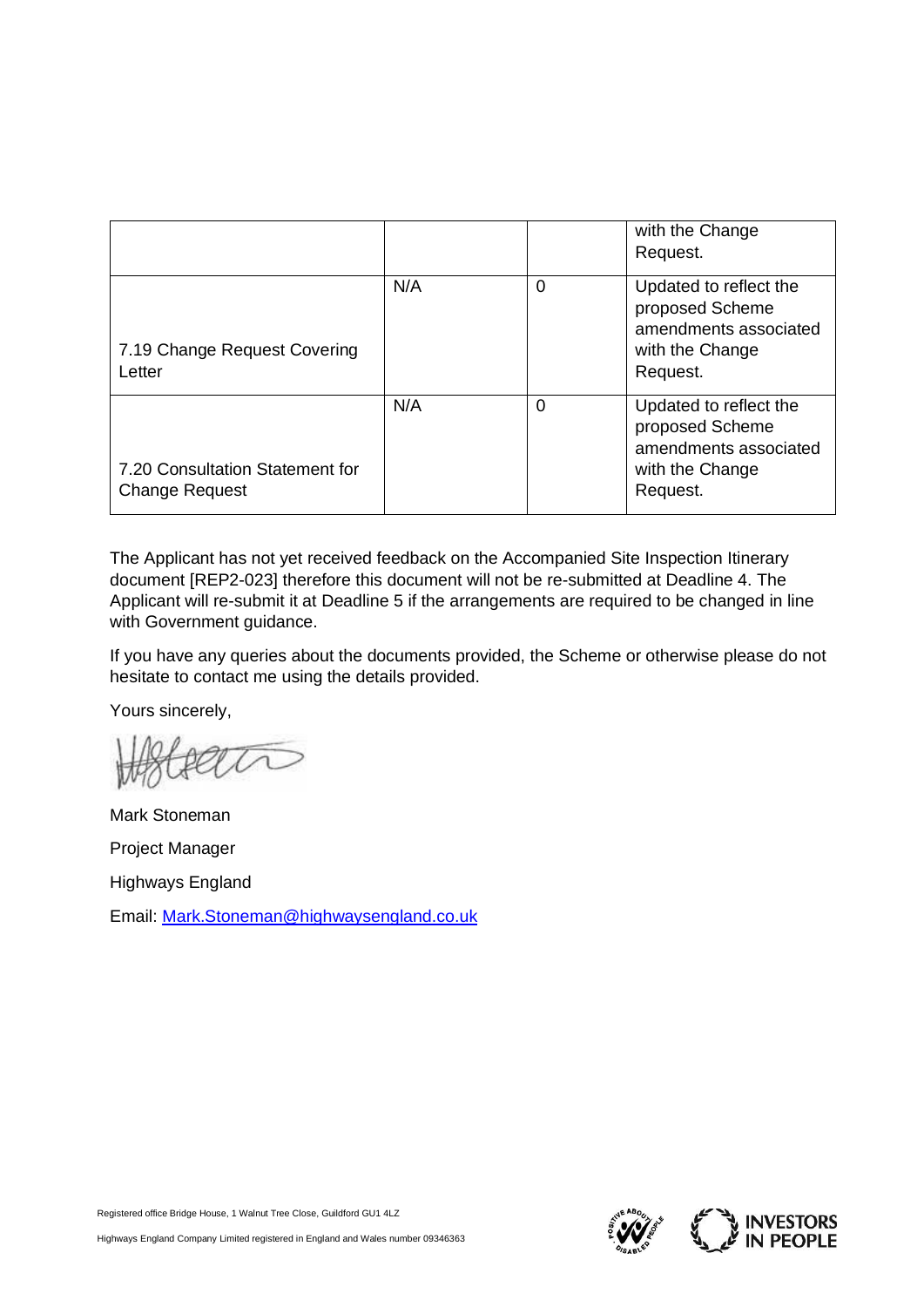| | | | |
|---|---|---|---|
| | | | with the Change Request. |
| 7.19 Change Request Covering Letter | N/A | 0 | Updated to reflect the proposed Scheme amendments associated with the Change Request. |
| 7.20 Consultation Statement for Change Request | N/A | 0 | Updated to reflect the proposed Scheme amendments associated with the Change Request. |

The Applicant has not yet received feedback on the Accompanied Site Inspection Itinerary document [REP2-023] therefore this document will not be re-submitted at Deadline 4. The Applicant will re-submit it at Deadline 5 if the arrangements are required to be changed in line with Government guidance.

If you have any queries about the documents provided, the Scheme or otherwise please do not hesitate to contact me using the details provided.

Yours sincerely,

Mark Stoneman

Project Manager

Highways England

Email: Mark.Stoneman@highwaysengland.co.uk

Registered office Bridge House, 1 Walnut Tree Close, Guildford GU1 4LZ

Highways England Company Limited registered in England and Wales number 09346363